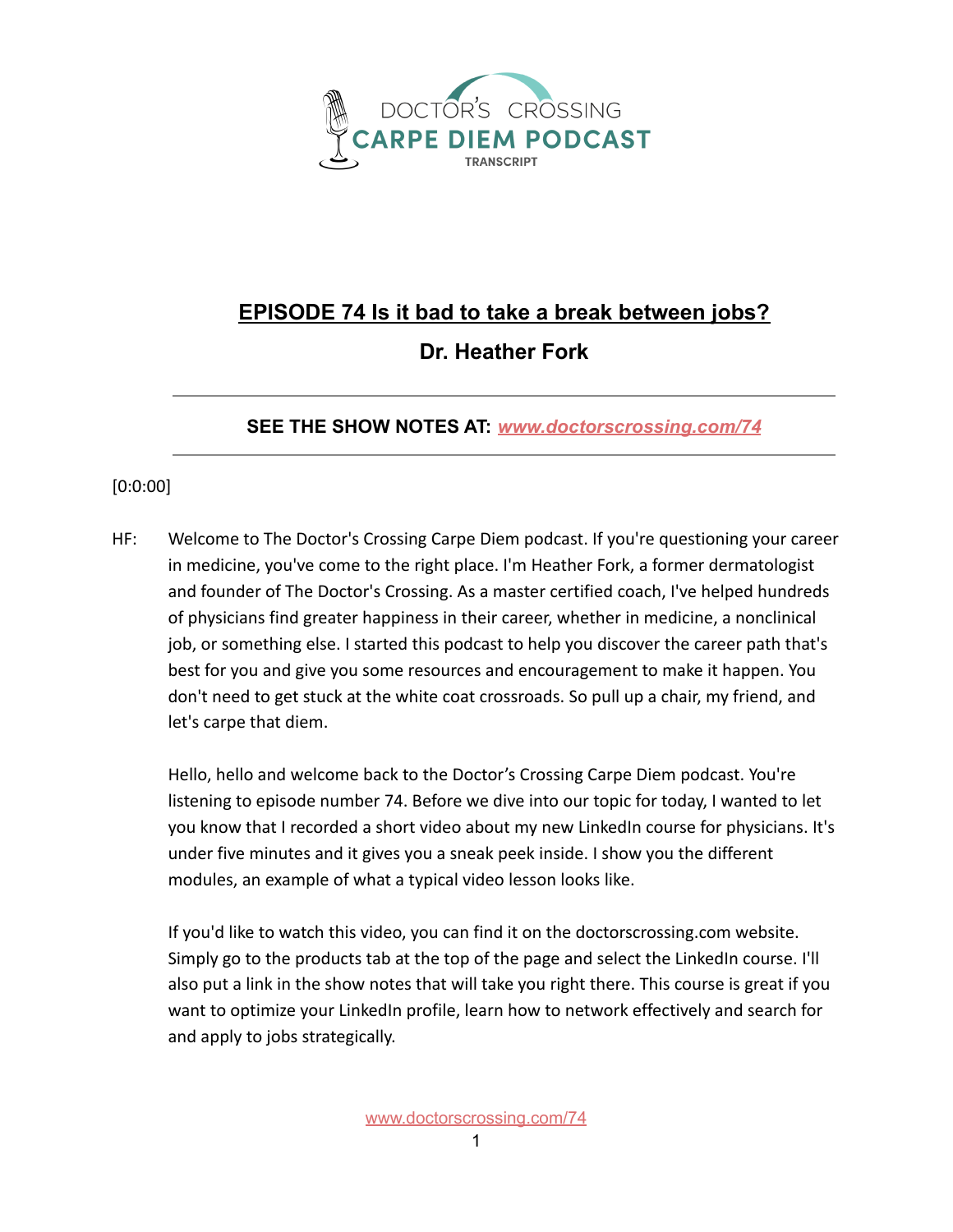DOCTOR'S CROSSING
CARPE DIEM PODCAST
TRANSCRIPT

# EPISODE 74 Is it bad to take a break between jobs?

## Dr. Heather Fork

---

**SEE THE SHOW NOTES AT: [www.doctorscrossing.com/74](www.doctorscrossing.com/74)**

---

[0:0:00]

HF: Welcome to The Doctor's Crossing Carpe Diem podcast. If you're questioning your career in medicine, you've come to the right place. I'm Heather Fork, a former dermatologist and founder of The Doctor's Crossing. As a master certified coach, I've helped hundreds of physicians find greater happiness in their career, whether in medicine, a nonclinical job, or something else. I started this podcast to help you discover the career path that's best for you and give you some resources and encouragement to make it happen. You don't need to get stuck at the white coat crossroads. So pull up a chair, my friend, and let's carpe that diem.

Hello, hello and welcome back to the Doctor's Crossing Carpe Diem podcast. You're listening to episode number 74. Before we dive into our topic for today, I wanted to let you know that I recorded a short video about my new LinkedIn course for physicians. It's under five minutes and it gives you a sneak peek inside. I show you the different modules, an example of what a typical video lesson looks like.

If you'd like to watch this video, you can find it on the doctorscrossing.com website. Simply go to the products tab at the top of the page and select the LinkedIn course. I'll also put a link in the show notes that will take you right there. This course is great if you want to optimize your LinkedIn profile, learn how to network effectively and search for and apply to jobs strategically.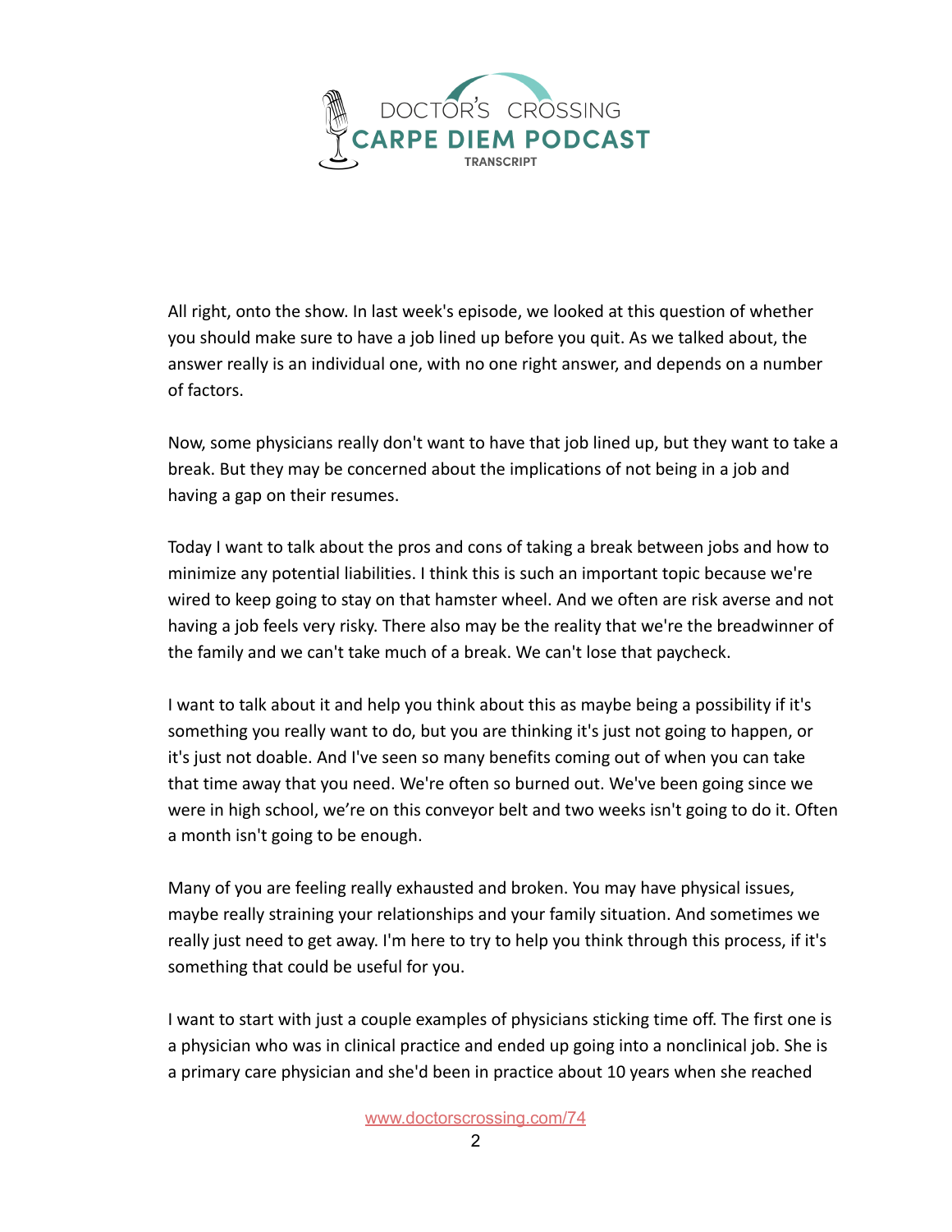All right, onto the show. In last week's episode, we looked at this question of whether you should make sure to have a job lined up before you quit. As we talked about, the answer really is an individual one, with no one right answer, and depends on a number of factors.

Now, some physicians really don't want to have that job lined up, but they want to take a break. But they may be concerned about the implications of not being in a job and having a gap on their resumes.

Today I want to talk about the pros and cons of taking a break between jobs and how to minimize any potential liabilities. I think this is such an important topic because we're wired to keep going to stay on that hamster wheel. And we often are risk averse and not having a job feels very risky. There also may be the reality that we're the breadwinner of the family and we can't take much of a break. We can't lose that paycheck.

I want to talk about it and help you think about this as maybe being a possibility if it's something you really want to do, but you are thinking it's just not going to happen, or it's just not doable. And I've seen so many benefits coming out of when you can take that time away that you need. We're often so burned out. We've been going since we were in high school, we're on this conveyor belt and two weeks isn't going to do it. Often a month isn't going to be enough.

Many of you are feeling really exhausted and broken. You may have physical issues, maybe really straining your relationships and your family situation. And sometimes we really just need to get away. I'm here to try to help you think through this process, if it's something that could be useful for you.

I want to start with just a couple examples of physicians sticking time off. The first one is a physician who was in clinical practice and ended up going into a nonclinical job. She is a primary care physician and she'd been in practice about 10 years when she reached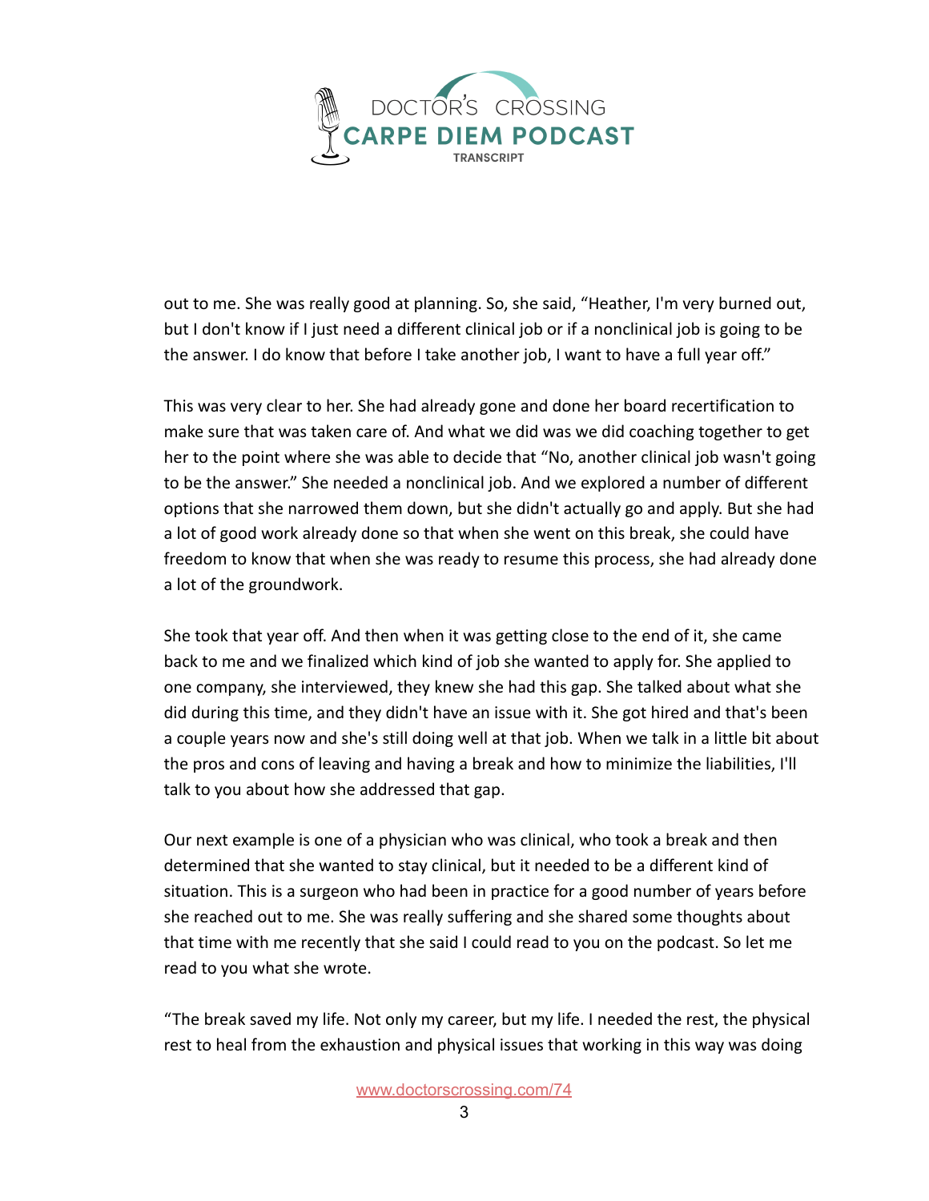out to me. She was really good at planning. So, she said, "Heather, I'm very burned out, but I don't know if I just need a different clinical job or if a nonclinical job is going to be the answer. I do know that before I take another job, I want to have a full year off."

This was very clear to her. She had already gone and done her board recertification to make sure that was taken care of. And what we did was we did coaching together to get her to the point where she was able to decide that "No, another clinical job wasn't going to be the answer." She needed a nonclinical job. And we explored a number of different options that she narrowed them down, but she didn't actually go and apply. But she had a lot of good work already done so that when she went on this break, she could have freedom to know that when she was ready to resume this process, she had already done a lot of the groundwork.

She took that year off. And then when it was getting close to the end of it, she came back to me and we finalized which kind of job she wanted to apply for. She applied to one company, she interviewed, they knew she had this gap. She talked about what she did during this time, and they didn't have an issue with it. She got hired and that's been a couple years now and she's still doing well at that job. When we talk in a little bit about the pros and cons of leaving and having a break and how to minimize the liabilities, I'll talk to you about how she addressed that gap.

Our next example is one of a physician who was clinical, who took a break and then determined that she wanted to stay clinical, but it needed to be a different kind of situation. This is a surgeon who had been in practice for a good number of years before she reached out to me. She was really suffering and she shared some thoughts about that time with me recently that she said I could read to you on the podcast. So let me read to you what she wrote.

"The break saved my life. Not only my career, but my life. I needed the rest, the physical rest to heal from the exhaustion and physical issues that working in this way was doing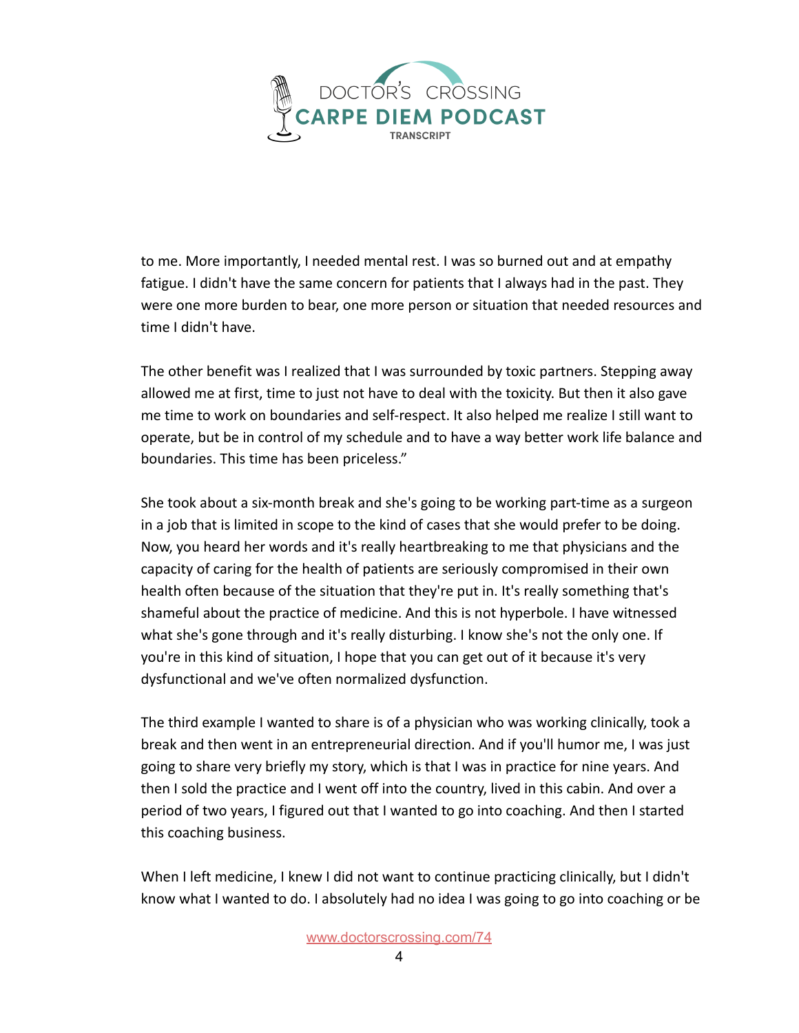to me. More importantly, I needed mental rest. I was so burned out and at empathy fatigue. I didn't have the same concern for patients that I always had in the past. They were one more burden to bear, one more person or situation that needed resources and time I didn't have.

The other benefit was I realized that I was surrounded by toxic partners. Stepping away allowed me at first, time to just not have to deal with the toxicity. But then it also gave me time to work on boundaries and self-respect. It also helped me realize I still want to operate, but be in control of my schedule and to have a way better work life balance and boundaries. This time has been priceless."

She took about a six-month break and she's going to be working part-time as a surgeon in a job that is limited in scope to the kind of cases that she would prefer to be doing. Now, you heard her words and it's really heartbreaking to me that physicians and the capacity of caring for the health of patients are seriously compromised in their own health often because of the situation that they're put in. It's really something that's shameful about the practice of medicine. And this is not hyperbole. I have witnessed what she's gone through and it's really disturbing. I know she's not the only one. If you're in this kind of situation, I hope that you can get out of it because it's very dysfunctional and we've often normalized dysfunction.

The third example I wanted to share is of a physician who was working clinically, took a break and then went in an entrepreneurial direction. And if you'll humor me, I was just going to share very briefly my story, which is that I was in practice for nine years. And then I sold the practice and I went off into the country, lived in this cabin. And over a period of two years, I figured out that I wanted to go into coaching. And then I started this coaching business.

When I left medicine, I knew I did not want to continue practicing clinically, but I didn't know what I wanted to do. I absolutely had no idea I was going to go into coaching or be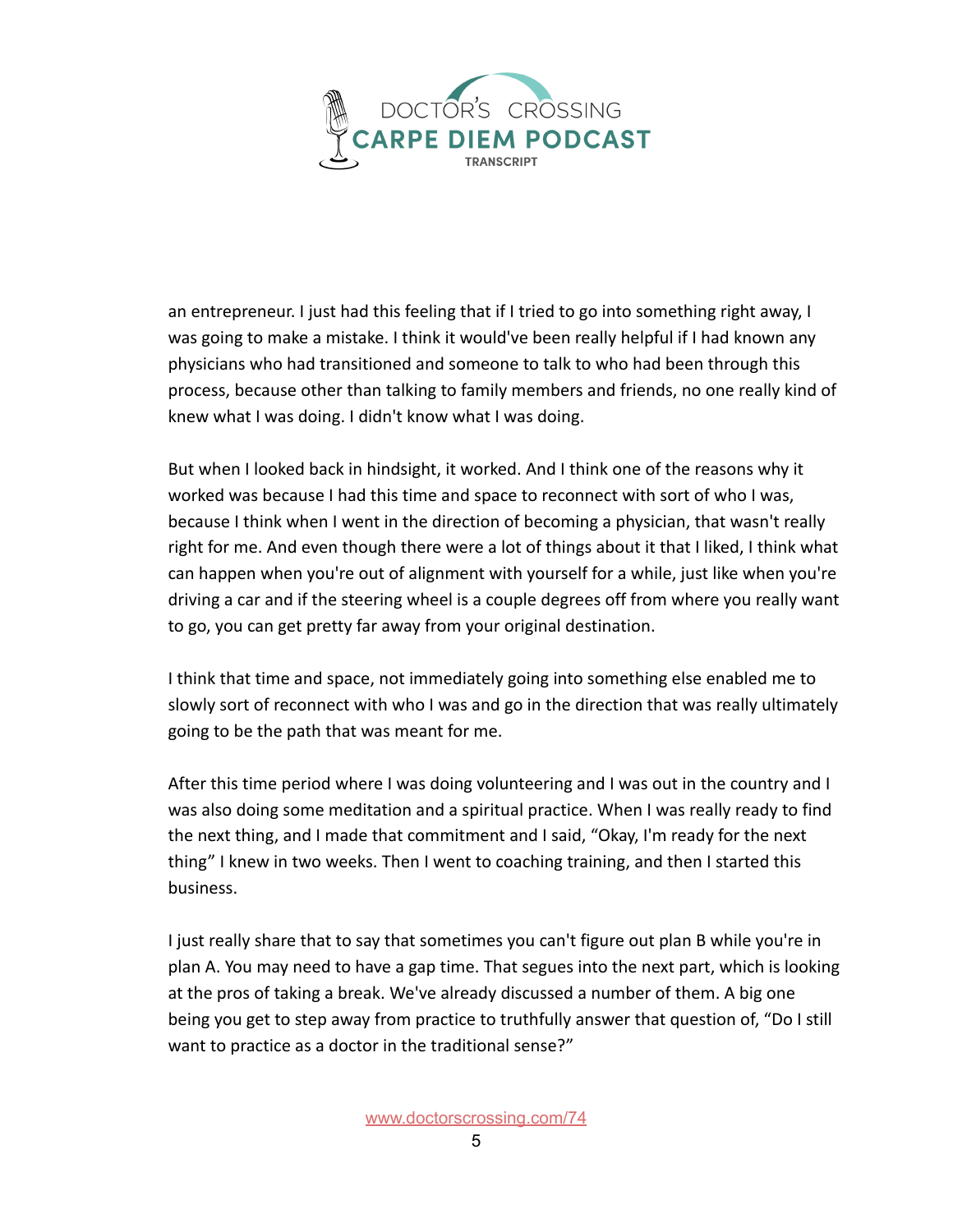an entrepreneur. I just had this feeling that if I tried to go into something right away, I was going to make a mistake. I think it would've been really helpful if I had known any physicians who had transitioned and someone to talk to who had been through this process, because other than talking to family members and friends, no one really kind of knew what I was doing. I didn't know what I was doing.

But when I looked back in hindsight, it worked. And I think one of the reasons why it worked was because I had this time and space to reconnect with sort of who I was, because I think when I went in the direction of becoming a physician, that wasn't really right for me. And even though there were a lot of things about it that I liked, I think what can happen when you're out of alignment with yourself for a while, just like when you're driving a car and if the steering wheel is a couple degrees off from where you really want to go, you can get pretty far away from your original destination.

I think that time and space, not immediately going into something else enabled me to slowly sort of reconnect with who I was and go in the direction that was really ultimately going to be the path that was meant for me.

After this time period where I was doing volunteering and I was out in the country and I was also doing some meditation and a spiritual practice. When I was really ready to find the next thing, and I made that commitment and I said, “Okay, I'm ready for the next thing” I knew in two weeks. Then I went to coaching training, and then I started this business.

I just really share that to say that sometimes you can't figure out plan B while you're in plan A. You may need to have a gap time. That segues into the next part, which is looking at the pros of taking a break. We've already discussed a number of them. A big one being you get to step away from practice to truthfully answer that question of, “Do I still want to practice as a doctor in the traditional sense?”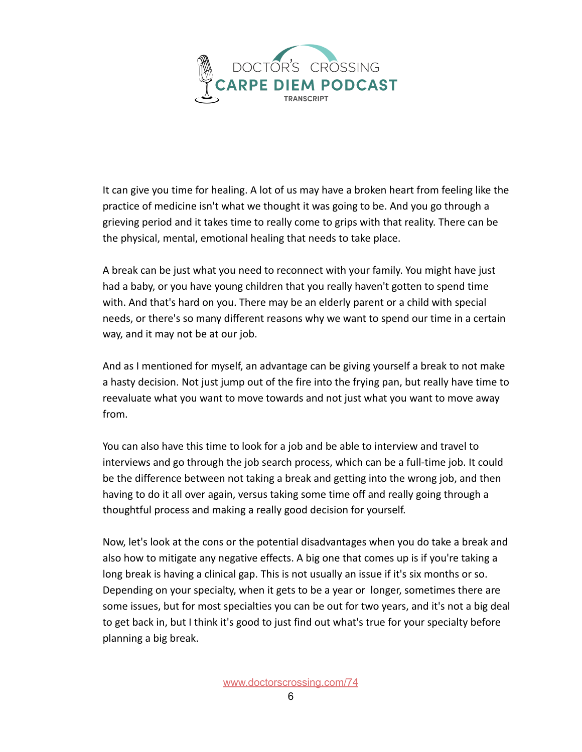It can give you time for healing. A lot of us may have a broken heart from feeling like the practice of medicine isn't what we thought it was going to be. And you go through a grieving period and it takes time to really come to grips with that reality. There can be the physical, mental, emotional healing that needs to take place.

A break can be just what you need to reconnect with your family. You might have just had a baby, or you have young children that you really haven't gotten to spend time with. And that's hard on you. There may be an elderly parent or a child with special needs, or there's so many different reasons why we want to spend our time in a certain way, and it may not be at our job.

And as I mentioned for myself, an advantage can be giving yourself a break to not make a hasty decision. Not just jump out of the fire into the frying pan, but really have time to reevaluate what you want to move towards and not just what you want to move away from.

You can also have this time to look for a job and be able to interview and travel to interviews and go through the job search process, which can be a full-time job. It could be the difference between not taking a break and getting into the wrong job, and then having to do it all over again, versus taking some time off and really going through a thoughtful process and making a really good decision for yourself.

Now, let's look at the cons or the potential disadvantages when you do take a break and also how to mitigate any negative effects. A big one that comes up is if you're taking a long break is having a clinical gap. This is not usually an issue if it's six months or so. Depending on your specialty, when it gets to be a year or longer, sometimes there are some issues, but for most specialties you can be out for two years, and it's not a big deal to get back in, but I think it's good to just find out what's true for your specialty before planning a big break.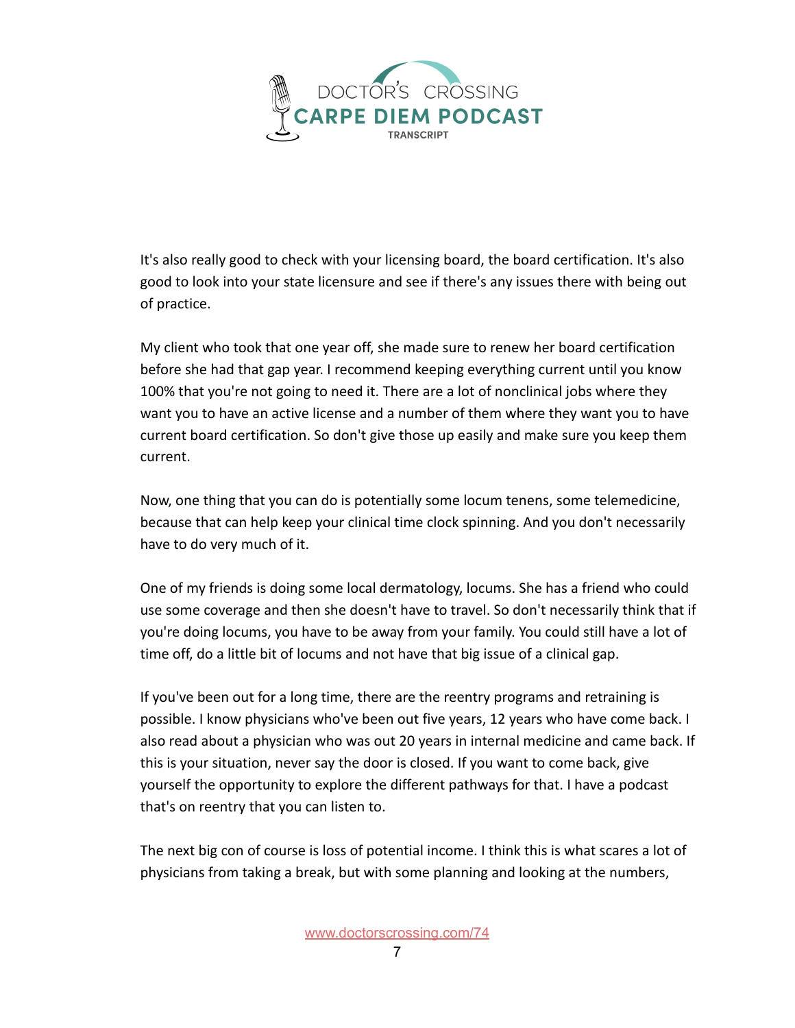It's also really good to check with your licensing board, the board certification. It's also good to look into your state licensure and see if there's any issues there with being out of practice.

My client who took that one year off, she made sure to renew her board certification before she had that gap year. I recommend keeping everything current until you know 100% that you're not going to need it. There are a lot of nonclinical jobs where they want you to have an active license and a number of them where they want you to have current board certification. So don't give those up easily and make sure you keep them current.

Now, one thing that you can do is potentially some locum tenens, some telemedicine, because that can help keep your clinical time clock spinning. And you don't necessarily have to do very much of it.

One of my friends is doing some local dermatology, locums. She has a friend who could use some coverage and then she doesn't have to travel. So don't necessarily think that if you're doing locums, you have to be away from your family. You could still have a lot of time off, do a little bit of locums and not have that big issue of a clinical gap.

If you've been out for a long time, there are the reentry programs and retraining is possible. I know physicians who've been out five years, 12 years who have come back. I also read about a physician who was out 20 years in internal medicine and came back. If this is your situation, never say the door is closed. If you want to come back, give yourself the opportunity to explore the different pathways for that. I have a podcast that's on reentry that you can listen to.

The next big con of course is loss of potential income. I think this is what scares a lot of physicians from taking a break, but with some planning and looking at the numbers,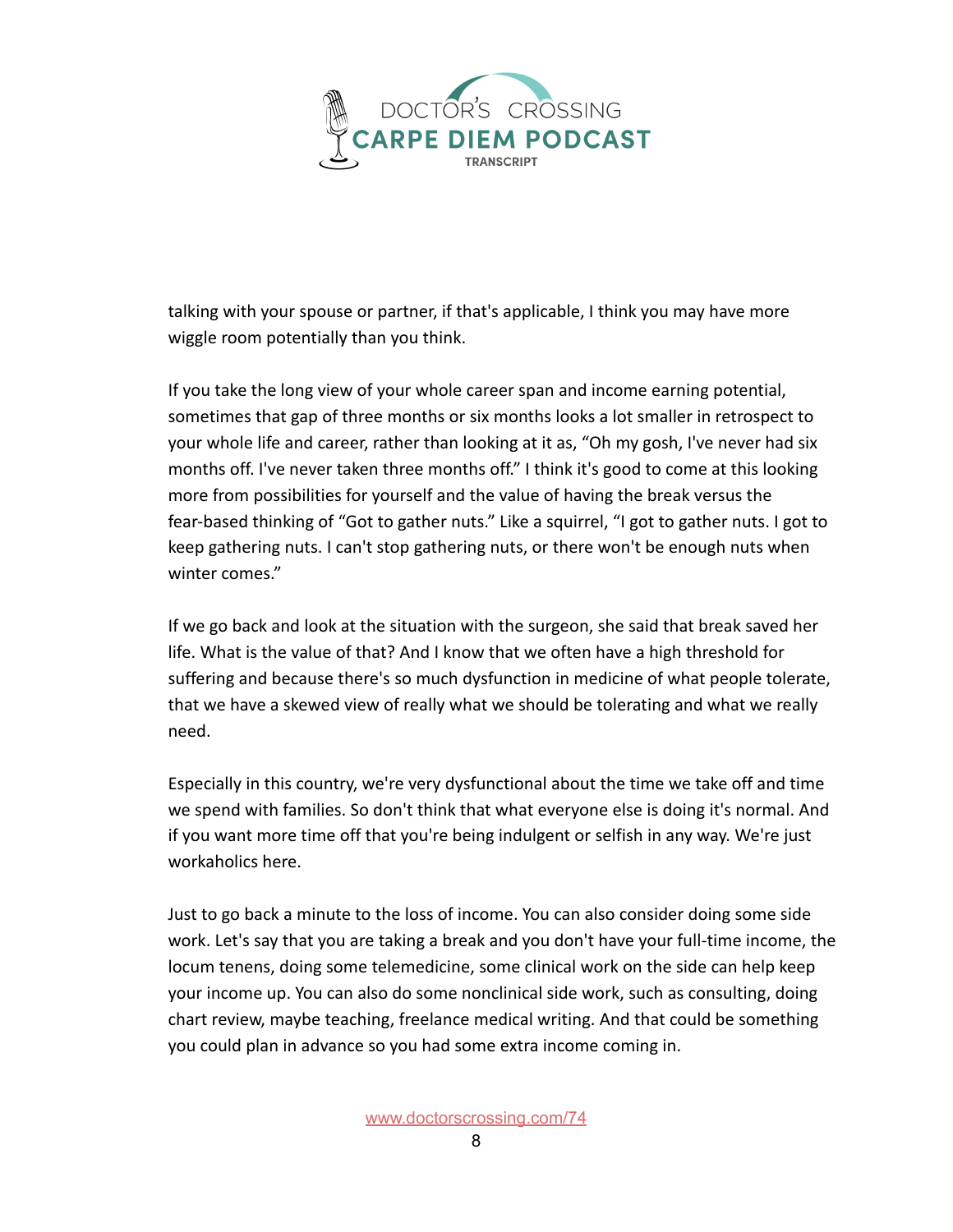talking with your spouse or partner, if that's applicable, I think you may have more wiggle room potentially than you think.

If you take the long view of your whole career span and income earning potential, sometimes that gap of three months or six months looks a lot smaller in retrospect to your whole life and career, rather than looking at it as, "Oh my gosh, I've never had six months off. I've never taken three months off." I think it's good to come at this looking more from possibilities for yourself and the value of having the break versus the fear-based thinking of "Got to gather nuts." Like a squirrel, "I got to gather nuts. I got to keep gathering nuts. I can't stop gathering nuts, or there won't be enough nuts when winter comes."

If we go back and look at the situation with the surgeon, she said that break saved her life. What is the value of that? And I know that we often have a high threshold for suffering and because there's so much dysfunction in medicine of what people tolerate, that we have a skewed view of really what we should be tolerating and what we really need.

Especially in this country, we're very dysfunctional about the time we take off and time we spend with families. So don't think that what everyone else is doing it's normal. And if you want more time off that you're being indulgent or selfish in any way. We're just workaholics here.

Just to go back a minute to the loss of income. You can also consider doing some side work. Let's say that you are taking a break and you don't have your full-time income, the locum tenens, doing some telemedicine, some clinical work on the side can help keep your income up. You can also do some nonclinical side work, such as consulting, doing chart review, maybe teaching, freelance medical writing. And that could be something you could plan in advance so you had some extra income coming in.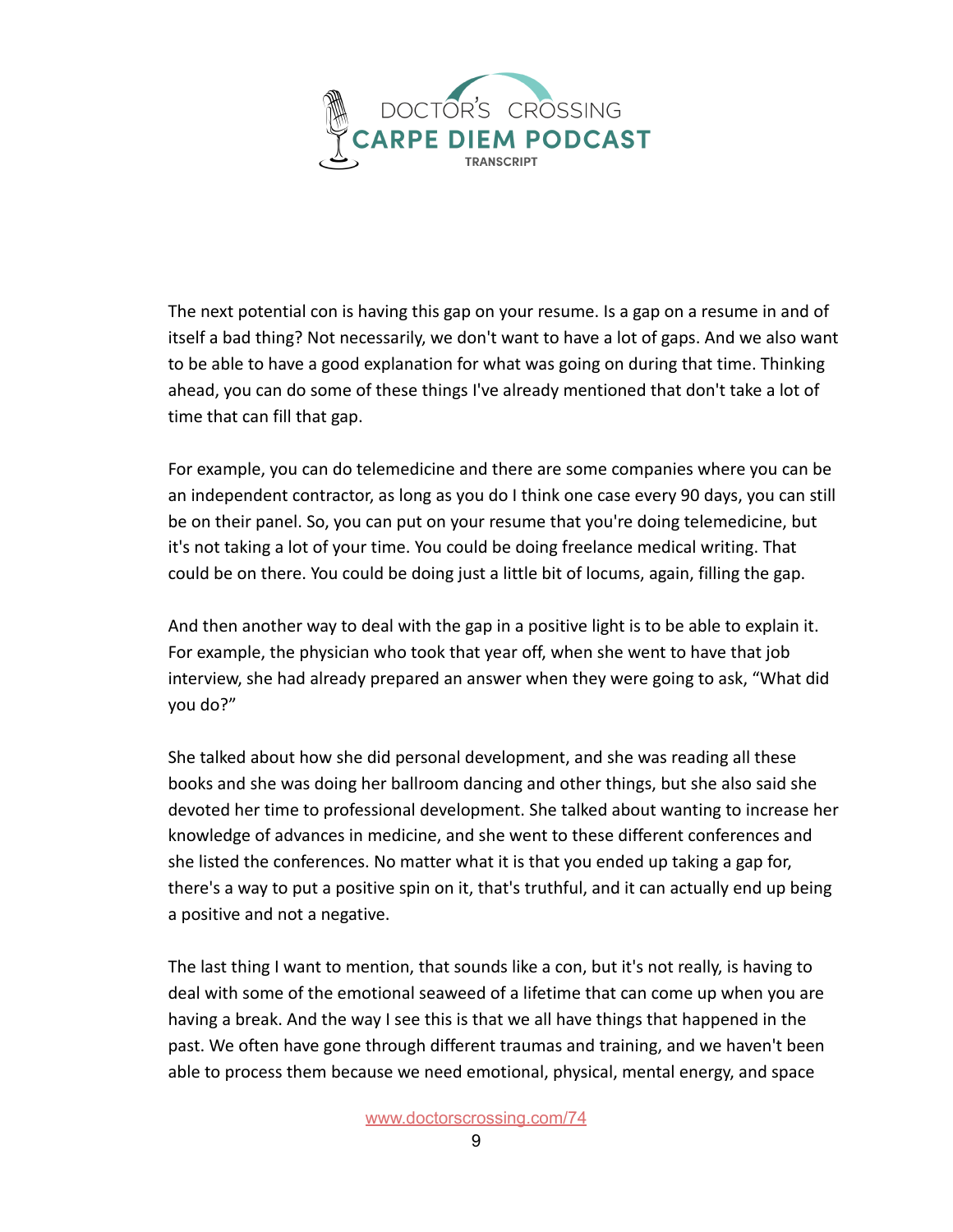The next potential con is having this gap on your resume. Is a gap on a resume in and of itself a bad thing? Not necessarily, we don't want to have a lot of gaps. And we also want to be able to have a good explanation for what was going on during that time. Thinking ahead, you can do some of these things I've already mentioned that don't take a lot of time that can fill that gap.

For example, you can do telemedicine and there are some companies where you can be an independent contractor, as long as you do I think one case every 90 days, you can still be on their panel. So, you can put on your resume that you're doing telemedicine, but it's not taking a lot of your time. You could be doing freelance medical writing. That could be on there. You could be doing just a little bit of locums, again, filling the gap.

And then another way to deal with the gap in a positive light is to be able to explain it. For example, the physician who took that year off, when she went to have that job interview, she had already prepared an answer when they were going to ask, "What did you do?"

She talked about how she did personal development, and she was reading all these books and she was doing her ballroom dancing and other things, but she also said she devoted her time to professional development. She talked about wanting to increase her knowledge of advances in medicine, and she went to these different conferences and she listed the conferences. No matter what it is that you ended up taking a gap for, there's a way to put a positive spin on it, that's truthful, and it can actually end up being a positive and not a negative.

The last thing I want to mention, that sounds like a con, but it's not really, is having to deal with some of the emotional seaweed of a lifetime that can come up when you are having a break. And the way I see this is that we all have things that happened in the past. We often have gone through different traumas and training, and we haven't been able to process them because we need emotional, physical, mental energy, and space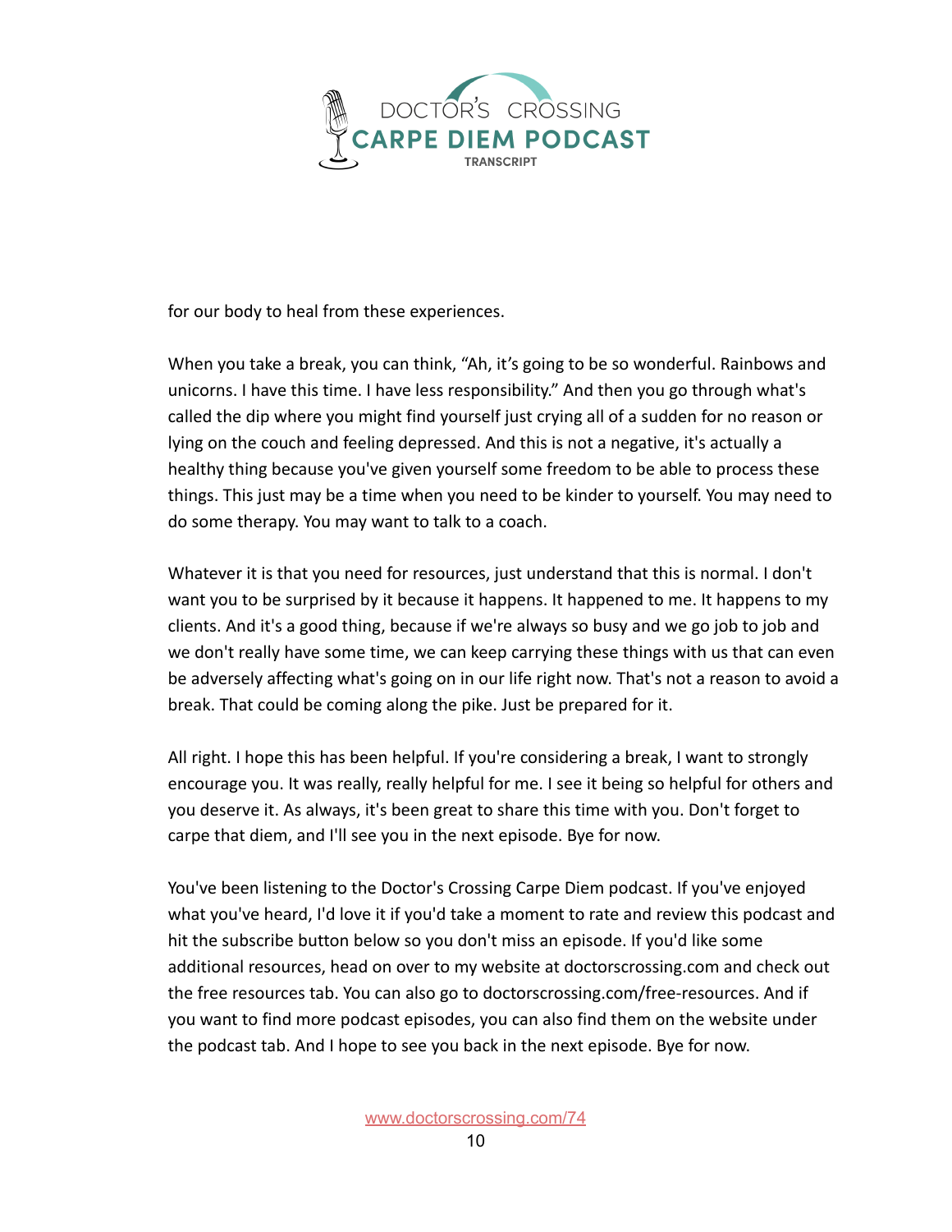for our body to heal from these experiences.

When you take a break, you can think, "Ah, it's going to be so wonderful. Rainbows and unicorns. I have this time. I have less responsibility." And then you go through what's called the dip where you might find yourself just crying all of a sudden for no reason or lying on the couch and feeling depressed. And this is not a negative, it's actually a healthy thing because you've given yourself some freedom to be able to process these things. This just may be a time when you need to be kinder to yourself. You may need to do some therapy. You may want to talk to a coach.

Whatever it is that you need for resources, just understand that this is normal. I don't want you to be surprised by it because it happens. It happened to me. It happens to my clients. And it's a good thing, because if we're always so busy and we go job to job and we don't really have some time, we can keep carrying these things with us that can even be adversely affecting what's going on in our life right now. That's not a reason to avoid a break. That could be coming along the pike. Just be prepared for it.

All right. I hope this has been helpful. If you're considering a break, I want to strongly encourage you. It was really, really helpful for me. I see it being so helpful for others and you deserve it. As always, it's been great to share this time with you. Don't forget to carpe that diem, and I'll see you in the next episode. Bye for now.

You've been listening to the Doctor's Crossing Carpe Diem podcast. If you've enjoyed what you've heard, I'd love it if you'd take a moment to rate and review this podcast and hit the subscribe button below so you don't miss an episode. If you'd like some additional resources, head on over to my website at doctorscrossing.com and check out the free resources tab. You can also go to doctorscrossing.com/free-resources. And if you want to find more podcast episodes, you can also find them on the website under the podcast tab. And I hope to see you back in the next episode. Bye for now.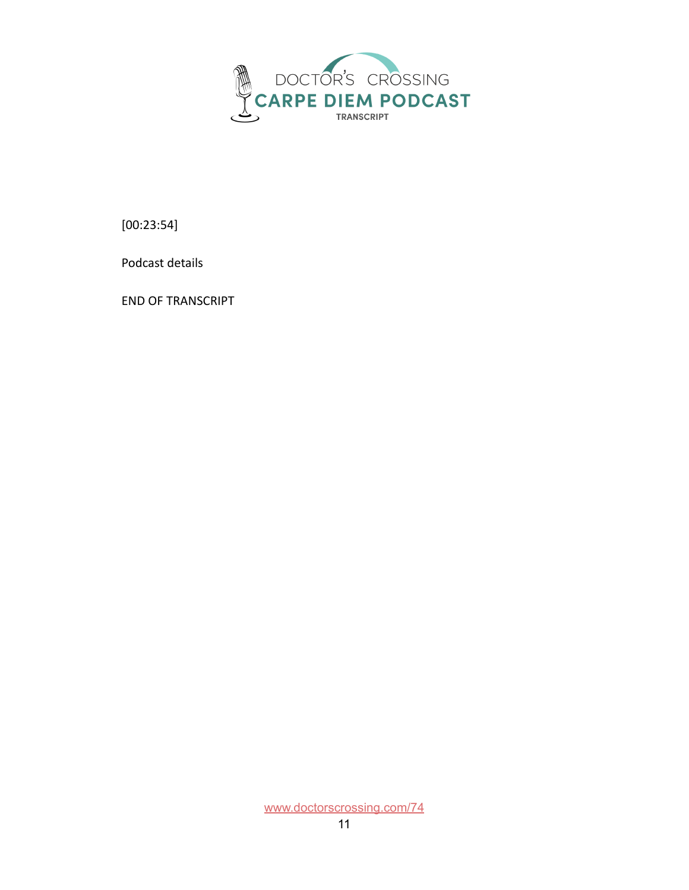[00:23:54]

Podcast details

END OF TRANSCRIPT